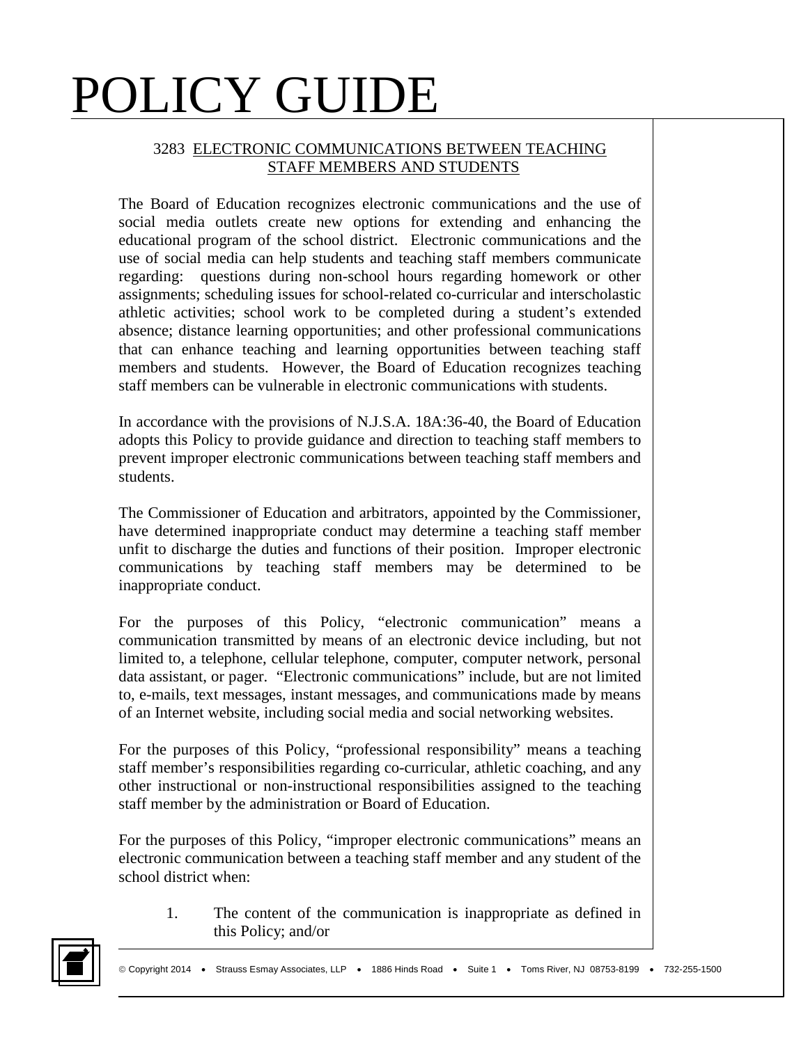# POLICY GUIDE

## 3283 ELECTRONIC COMMUNICATIONS BETWEEN TEACHING STAFF MEMBERS AND STUDENTS

The Board of Education recognizes electronic communications and the use of social media outlets create new options for extending and enhancing the educational program of the school district. Electronic communications and the use of social media can help students and teaching staff members communicate regarding: questions during non-school hours regarding homework or other assignments; scheduling issues for school-related co-curricular and interscholastic athletic activities; school work to be completed during a student's extended absence; distance learning opportunities; and other professional communications that can enhance teaching and learning opportunities between teaching staff members and students. However, the Board of Education recognizes teaching staff members can be vulnerable in electronic communications with students.

In accordance with the provisions of N.J.S.A. 18A:36-40, the Board of Education adopts this Policy to provide guidance and direction to teaching staff members to prevent improper electronic communications between teaching staff members and students.

The Commissioner of Education and arbitrators, appointed by the Commissioner, have determined inappropriate conduct may determine a teaching staff member unfit to discharge the duties and functions of their position. Improper electronic communications by teaching staff members may be determined to be inappropriate conduct.

For the purposes of this Policy, "electronic communication" means a communication transmitted by means of an electronic device including, but not limited to, a telephone, cellular telephone, computer, computer network, personal data assistant, or pager. "Electronic communications" include, but are not limited to, e-mails, text messages, instant messages, and communications made by means of an Internet website, including social media and social networking websites.

For the purposes of this Policy, "professional responsibility" means a teaching staff member's responsibilities regarding co-curricular, athletic coaching, and any other instructional or non-instructional responsibilities assigned to the teaching staff member by the administration or Board of Education.

For the purposes of this Policy, "improper electronic communications" means an electronic communication between a teaching staff member and any student of the school district when:

1. The content of the communication is inappropriate as defined in this Policy; and/or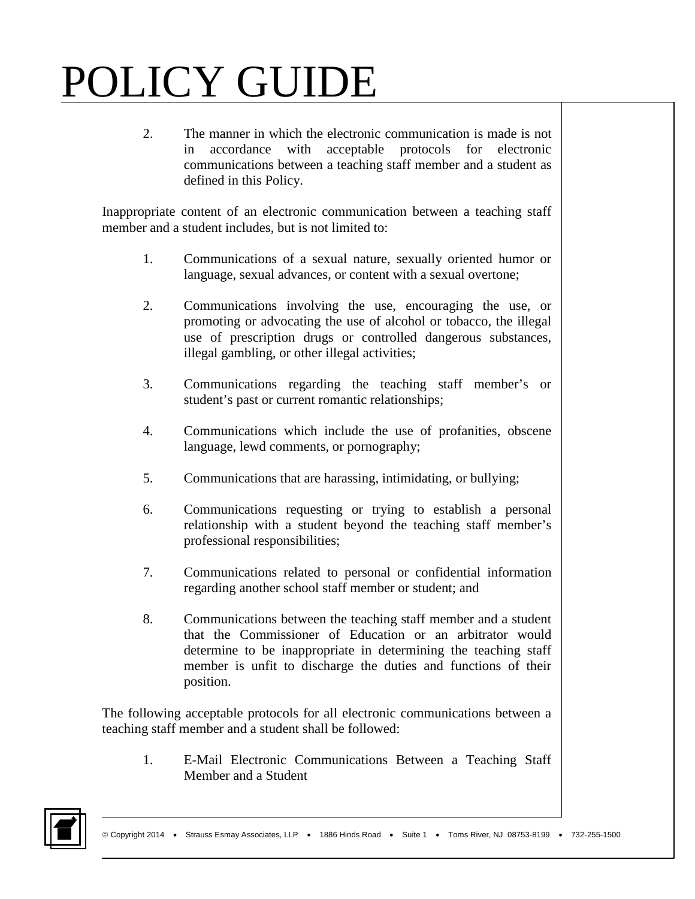2. The manner in which the electronic communication is made is not in accordance with acceptable protocols for electronic communications between a teaching staff member and a student as defined in this Policy.

Inappropriate content of an electronic communication between a teaching staff member and a student includes, but is not limited to:

1. Communications of a sexual nature, sexually oriented humor or language, sexual advances, or content with a sexual overtone;

2. Communications involving the use, encouraging the use, or promoting or advocating the use of alcohol or tobacco, the illegal use of prescription drugs or controlled dangerous substances, illegal gambling, or other illegal activities;

3. Communications regarding the teaching staff member's or student's past or current romantic relationships;

4. Communications which include the use of profanities, obscene language, lewd comments, or pornography;

5. Communications that are harassing, intimidating, or bullying;

6. Communications requesting or trying to establish a personal relationship with a student beyond the teaching staff member's professional responsibilities;

7. Communications related to personal or confidential information regarding another school staff member or student; and

8. Communications between the teaching staff member and a student that the Commissioner of Education or an arbitrator would determine to be inappropriate in determining the teaching staff member is unfit to discharge the duties and functions of their position.

The following acceptable protocols for all electronic communications between a teaching staff member and a student shall be followed:

1. E-Mail Electronic Communications Between a Teaching Staff Member and a Student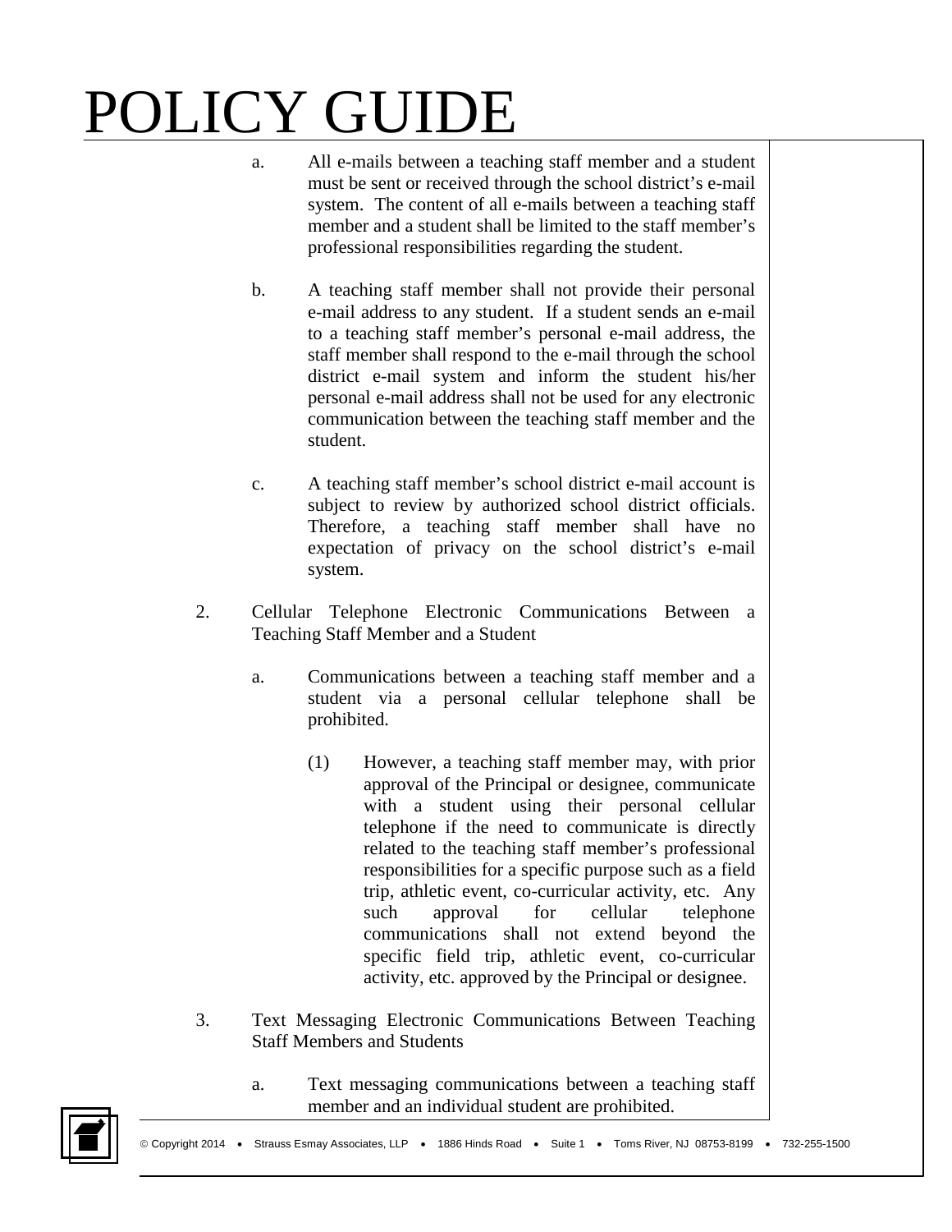a. All e-mails between a teaching staff member and a student must be sent or received through the school district's e-mail system. The content of all e-mails between a teaching staff member and a student shall be limited to the staff member's professional responsibilities regarding the student.

b. A teaching staff member shall not provide their personal e-mail address to any student. If a student sends an e-mail to a teaching staff member's personal e-mail address, the staff member shall respond to the e-mail through the school district e-mail system and inform the student his/her personal e-mail address shall not be used for any electronic communication between the teaching staff member and the student.

c. A teaching staff member's school district e-mail account is subject to review by authorized school district officials. Therefore, a teaching staff member shall have no expectation of privacy on the school district's e-mail system.

2. Cellular Telephone Electronic Communications Between a Teaching Staff Member and a Student

   a. Communications between a teaching staff member and a student via a personal cellular telephone shall be prohibited.

      (1) However, a teaching staff member may, with prior approval of the Principal or designee, communicate with a student using their personal cellular telephone if the need to communicate is directly related to the teaching staff member's professional responsibilities for a specific purpose such as a field trip, athletic event, co-curricular activity, etc. Any such approval for cellular telephone communications shall not extend beyond the specific field trip, athletic event, co-curricular activity, etc. approved by the Principal or designee.

3. Text Messaging Electronic Communications Between Teaching Staff Members and Students

   a. Text messaging communications between a teaching staff member and an individual student are prohibited.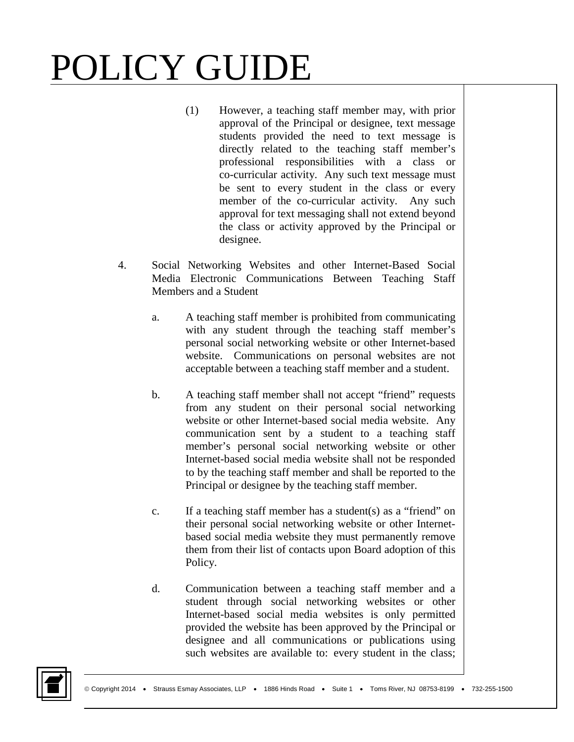(1) However, a teaching staff member may, with prior approval of the Principal or designee, text message students provided the need to text message is directly related to the teaching staff member's professional responsibilities with a class or co-curricular activity. Any such text message must be sent to every student in the class or every member of the co-curricular activity. Any such approval for text messaging shall not extend beyond the class or activity approved by the Principal or designee.

4. Social Networking Websites and other Internet-Based Social Media Electronic Communications Between Teaching Staff Members and a Student

   a. A teaching staff member is prohibited from communicating with any student through the teaching staff member's personal social networking website or other Internet-based website. Communications on personal websites are not acceptable between a teaching staff member and a student.

   b. A teaching staff member shall not accept "friend" requests from any student on their personal social networking website or other Internet-based social media website. Any communication sent by a student to a teaching staff member's personal social networking website or other Internet-based social media website shall not be responded to by the teaching staff member and shall be reported to the Principal or designee by the teaching staff member.

   c. If a teaching staff member has a student(s) as a "friend" on their personal social networking website or other Internet-based social media website they must permanently remove them from their list of contacts upon Board adoption of this Policy.

   d. Communication between a teaching staff member and a student through social networking websites or other Internet-based social media websites is only permitted provided the website has been approved by the Principal or designee and all communications or publications using such websites are available to: every student in the class;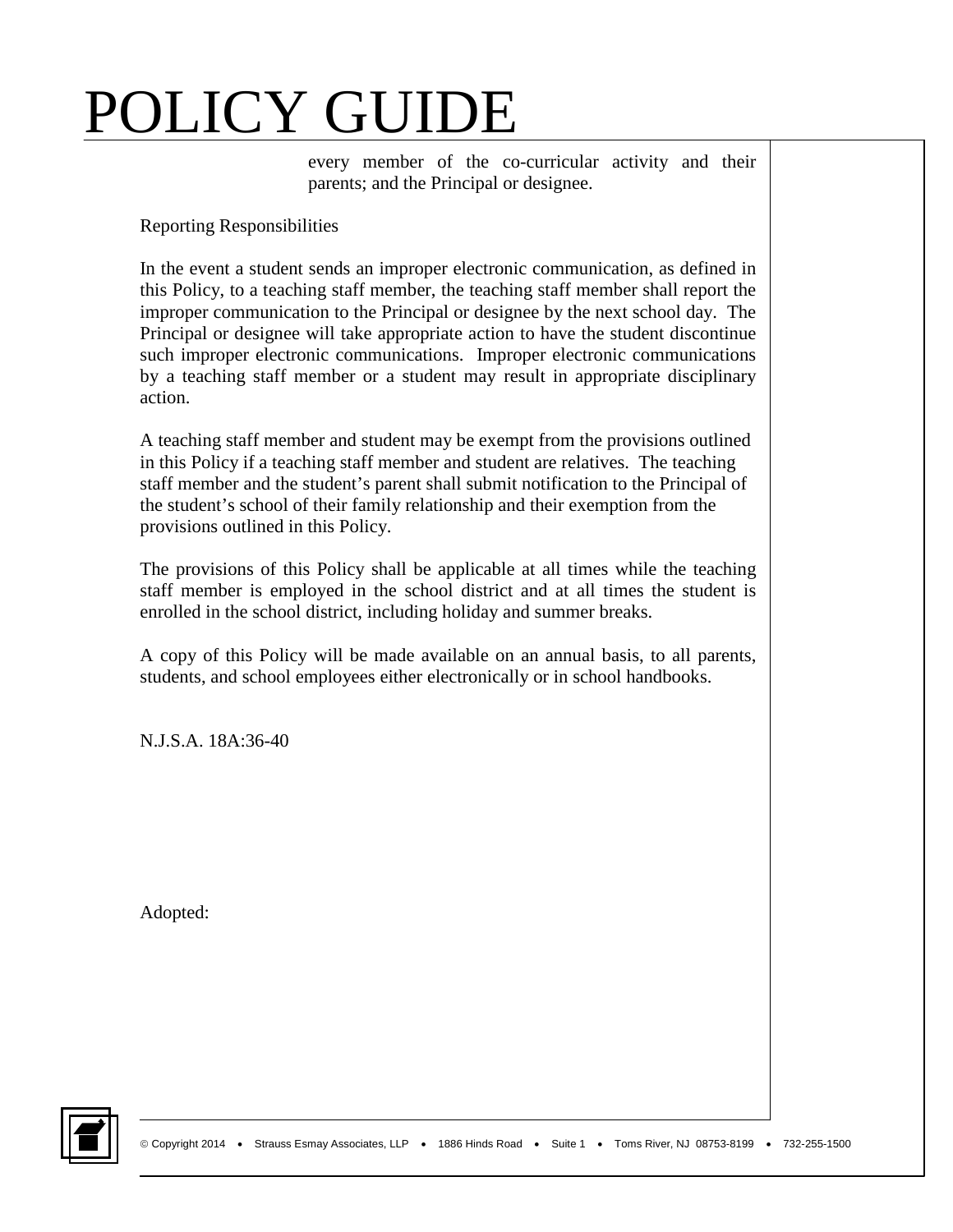every member of the co-curricular activity and their parents; and the Principal or designee.

Reporting Responsibilities

In the event a student sends an improper electronic communication, as defined in this Policy, to a teaching staff member, the teaching staff member shall report the improper communication to the Principal or designee by the next school day. The Principal or designee will take appropriate action to have the student discontinue such improper electronic communications. Improper electronic communications by a teaching staff member or a student may result in appropriate disciplinary action.

A teaching staff member and student may be exempt from the provisions outlined in this Policy if a teaching staff member and student are relatives. The teaching staff member and the student's parent shall submit notification to the Principal of the student's school of their family relationship and their exemption from the provisions outlined in this Policy.

The provisions of this Policy shall be applicable at all times while the teaching staff member is employed in the school district and at all times the student is enrolled in the school district, including holiday and summer breaks.

A copy of this Policy will be made available on an annual basis, to all parents, students, and school employees either electronically or in school handbooks.

N.J.S.A. 18A:36-40

Adopted: